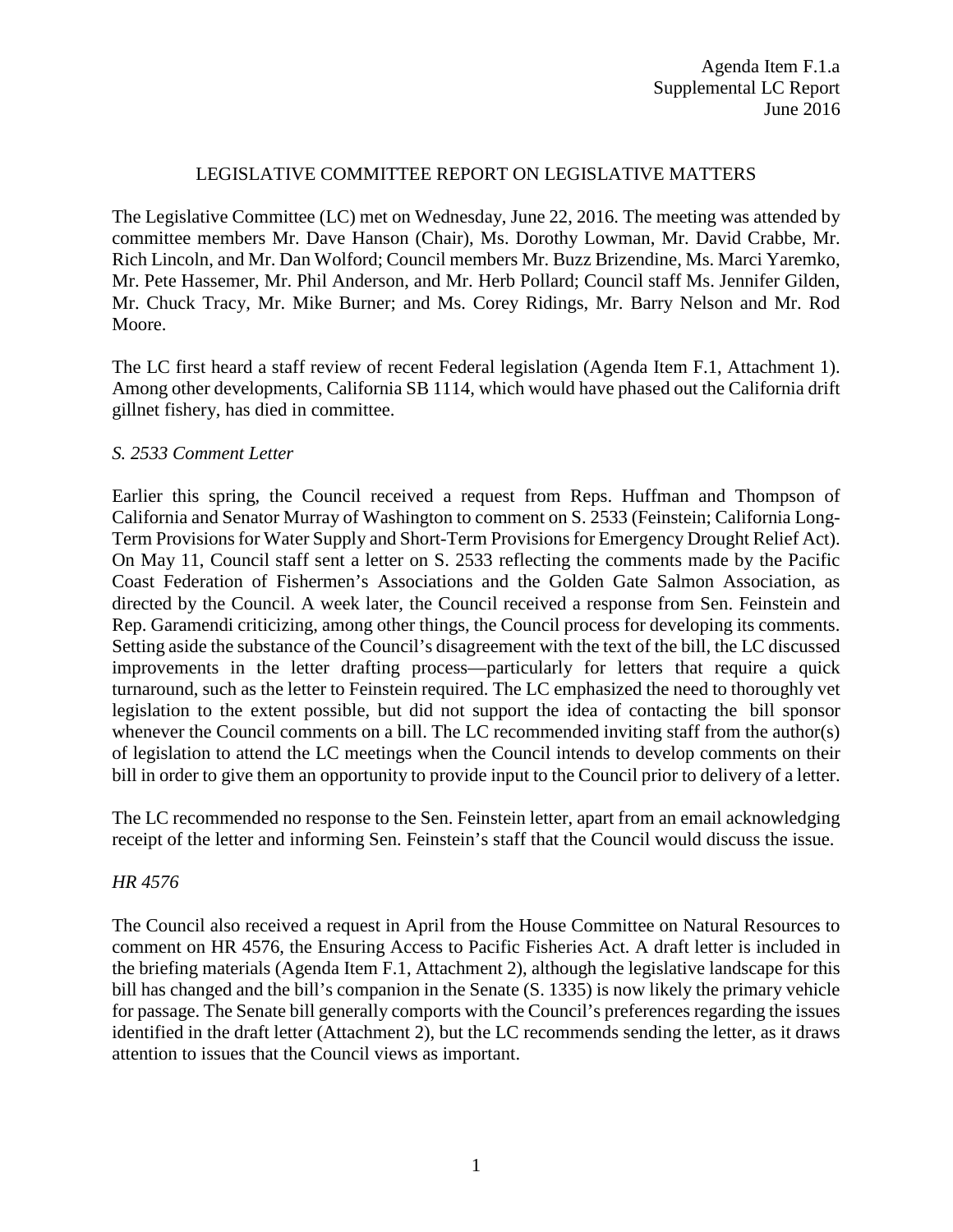Agenda Item F.1.a
Supplemental LC Report
June 2016

# LEGISLATIVE COMMITTEE REPORT ON LEGISLATIVE MATTERS

The Legislative Committee (LC) met on Wednesday, June 22, 2016. The meeting was attended by committee members Mr. Dave Hanson (Chair), Ms. Dorothy Lowman, Mr. David Crabbe, Mr. Rich Lincoln, and Mr. Dan Wolford; Council members Mr. Buzz Brizendine, Ms. Marci Yaremko, Mr. Pete Hassemer, Mr. Phil Anderson, and Mr. Herb Pollard; Council staff Ms. Jennifer Gilden, Mr. Chuck Tracy, Mr. Mike Burner; and Ms. Corey Ridings, Mr. Barry Nelson and Mr. Rod Moore.

The LC first heard a staff review of recent Federal legislation (Agenda Item F.1, Attachment 1). Among other developments, California SB 1114, which would have phased out the California drift gillnet fishery, has died in committee.

*S. 2533 Comment Letter*

Earlier this spring, the Council received a request from Reps. Huffman and Thompson of California and Senator Murray of Washington to comment on S. 2533 (Feinstein; California Long-Term Provisions for Water Supply and Short-Term Provisions for Emergency Drought Relief Act). On May 11, Council staff sent a letter on S. 2533 reflecting the comments made by the Pacific Coast Federation of Fishermen's Associations and the Golden Gate Salmon Association, as directed by the Council. A week later, the Council received a response from Sen. Feinstein and Rep. Garamendi criticizing, among other things, the Council process for developing its comments. Setting aside the substance of the Council's disagreement with the text of the bill, the LC discussed improvements in the letter drafting process—particularly for letters that require a quick turnaround, such as the letter to Feinstein required. The LC emphasized the need to thoroughly vet legislation to the extent possible, but did not support the idea of contacting the bill sponsor whenever the Council comments on a bill. The LC recommended inviting staff from the author(s) of legislation to attend the LC meetings when the Council intends to develop comments on their bill in order to give them an opportunity to provide input to the Council prior to delivery of a letter.

The LC recommended no response to the Sen. Feinstein letter, apart from an email acknowledging receipt of the letter and informing Sen. Feinstein's staff that the Council would discuss the issue.

*HR 4576*

The Council also received a request in April from the House Committee on Natural Resources to comment on HR 4576, the Ensuring Access to Pacific Fisheries Act. A draft letter is included in the briefing materials (Agenda Item F.1, Attachment 2), although the legislative landscape for this bill has changed and the bill's companion in the Senate (S. 1335) is now likely the primary vehicle for passage. The Senate bill generally comports with the Council's preferences regarding the issues identified in the draft letter (Attachment 2), but the LC recommends sending the letter, as it draws attention to issues that the Council views as important.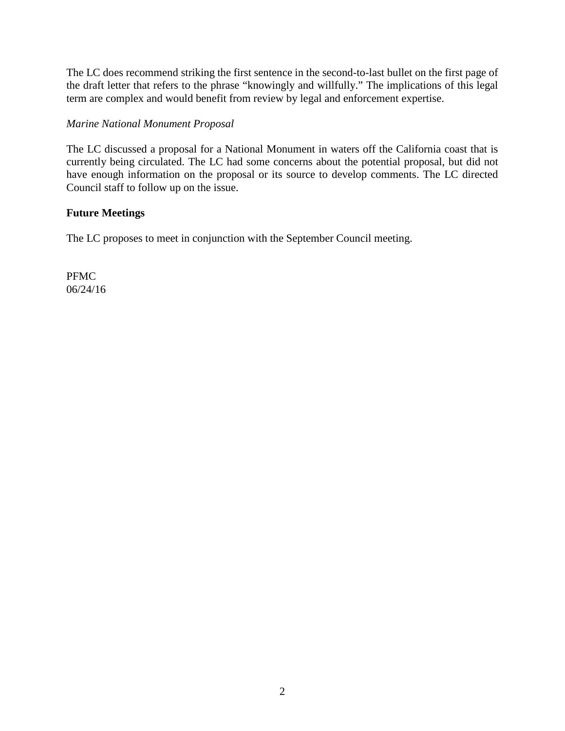The LC does recommend striking the first sentence in the second-to-last bullet on the first page of the draft letter that refers to the phrase "knowingly and willfully." The implications of this legal term are complex and would benefit from review by legal and enforcement expertise.

*Marine National Monument Proposal*

The LC discussed a proposal for a National Monument in waters off the California coast that is currently being circulated. The LC had some concerns about the potential proposal, but did not have enough information on the proposal or its source to develop comments. The LC directed Council staff to follow up on the issue.

**Future Meetings**

The LC proposes to meet in conjunction with the September Council meeting.

PFMC
06/24/16